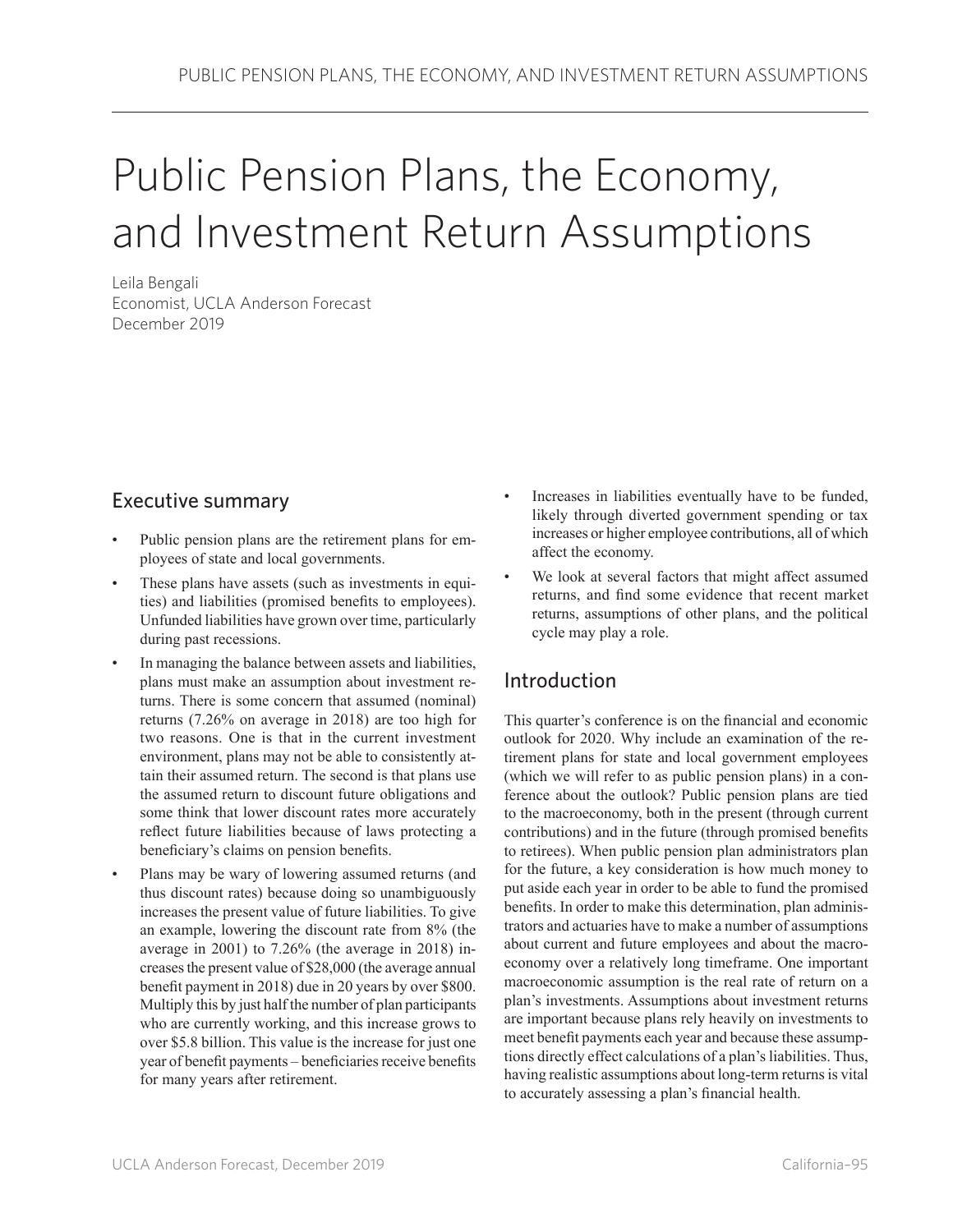# Public Pension Plans, the Economy, and Investment Return Assumptions

Leila Bengali
Economist, UCLA Anderson Forecast
December 2019

## Executive summary

- Public pension plans are the retirement plans for employees of state and local governments.
- These plans have assets (such as investments in equities) and liabilities (promised benefits to employees). Unfunded liabilities have grown over time, particularly during past recessions.
- In managing the balance between assets and liabilities, plans must make an assumption about investment returns. There is some concern that assumed (nominal) returns (7.26% on average in 2018) are too high for two reasons. One is that in the current investment environment, plans may not be able to consistently attain their assumed return. The second is that plans use the assumed return to discount future obligations and some think that lower discount rates more accurately reflect future liabilities because of laws protecting a beneficiary's claims on pension benefits.
- Plans may be wary of lowering assumed returns (and thus discount rates) because doing so unambiguously increases the present value of future liabilities. To give an example, lowering the discount rate from 8% (the average in 2001) to 7.26% (the average in 2018) increases the present value of $28,000 (the average annual benefit payment in 2018) due in 20 years by over $800. Multiply this by just half the number of plan participants who are currently working, and this increase grows to over $5.8 billion. This value is the increase for just one year of benefit payments – beneficiaries receive benefits for many years after retirement.
- Increases in liabilities eventually have to be funded, likely through diverted government spending or tax increases or higher employee contributions, all of which affect the economy.
- We look at several factors that might affect assumed returns, and find some evidence that recent market returns, assumptions of other plans, and the political cycle may play a role.

## Introduction

This quarter's conference is on the financial and economic outlook for 2020. Why include an examination of the retirement plans for state and local government employees (which we will refer to as public pension plans) in a conference about the outlook? Public pension plans are tied to the macroeconomy, both in the present (through current contributions) and in the future (through promised benefits to retirees). When public pension plan administrators plan for the future, a key consideration is how much money to put aside each year in order to be able to fund the promised benefits. In order to make this determination, plan administrators and actuaries have to make a number of assumptions about current and future employees and about the macroeconomy over a relatively long timeframe. One important macroeconomic assumption is the real rate of return on a plan's investments. Assumptions about investment returns are important because plans rely heavily on investments to meet benefit payments each year and because these assumptions directly effect calculations of a plan's liabilities. Thus, having realistic assumptions about long-term returns is vital to accurately assessing a plan's financial health.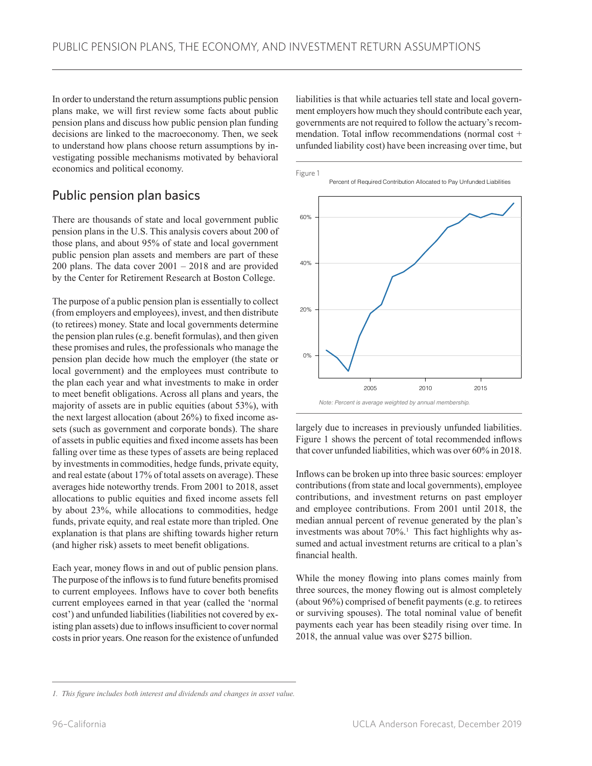In order to understand the return assumptions public pension plans make, we will first review some facts about public pension plans and discuss how public pension plan funding decisions are linked to the macroeconomy. Then, we seek to understand how plans choose return assumptions by investigating possible mechanisms motivated by behavioral economics and political economy.

## Public pension plan basics

There are thousands of state and local government public pension plans in the U.S. This analysis covers about 200 of those plans, and about 95% of state and local government public pension plan assets and members are part of these 200 plans. The data cover 2001 – 2018 and are provided by the Center for Retirement Research at Boston College.

The purpose of a public pension plan is essentially to collect (from employers and employees), invest, and then distribute (to retirees) money. State and local governments determine the pension plan rules (e.g. benefit formulas), and then given these promises and rules, the professionals who manage the pension plan decide how much the employer (the state or local government) and the employees must contribute to the plan each year and what investments to make in order to meet benefit obligations. Across all plans and years, the majority of assets are in public equities (about 53%), with the next largest allocation (about 26%) to fixed income assets (such as government and corporate bonds). The share of assets in public equities and fixed income assets has been falling over time as these types of assets are being replaced by investments in commodities, hedge funds, private equity, and real estate (about 17% of total assets on average). These averages hide noteworthy trends. From 2001 to 2018, asset allocations to public equities and fixed income assets fell by about 23%, while allocations to commodities, hedge funds, private equity, and real estate more than tripled. One explanation is that plans are shifting towards higher return (and higher risk) assets to meet benefit obligations.

Each year, money flows in and out of public pension plans. The purpose of the inflows is to fund future benefits promised to current employees. Inflows have to cover both benefits current employees earned in that year (called the 'normal cost') and unfunded liabilities (liabilities not covered by existing plan assets) due to inflows insufficient to cover normal costs in prior years. One reason for the existence of unfunded liabilities is that while actuaries tell state and local government employers how much they should contribute each year, governments are not required to follow the actuary's recommendation. Total inflow recommendations (normal cost + unfunded liability cost) have been increasing over time, but largely due to increases in previously unfunded liabilities. Figure 1 shows the percent of total recommended inflows that cover unfunded liabilities, which was over 60% in 2018.

Figure 1

Percent of Required Contribution Allocated to Pay Unfunded Liabilities

*Note: Percent is average weighted by annual membership.*

Inflows can be broken up into three basic sources: employer contributions (from state and local governments), employee contributions, and investment returns on past employer and employee contributions. From 2001 until 2018, the median annual percent of revenue generated by the plan's investments was about 70%.[1] This fact highlights why assumed and actual investment returns are critical to a plan's financial health.

While the money flowing into plans comes mainly from three sources, the money flowing out is almost completely (about 96%) comprised of benefit payments (e.g. to retirees or surviving spouses). The total nominal value of benefit payments each year has been steadily rising over time. In 2018, the annual value was over $275 billion.

*1. This figure includes both interest and dividends and changes in asset value.*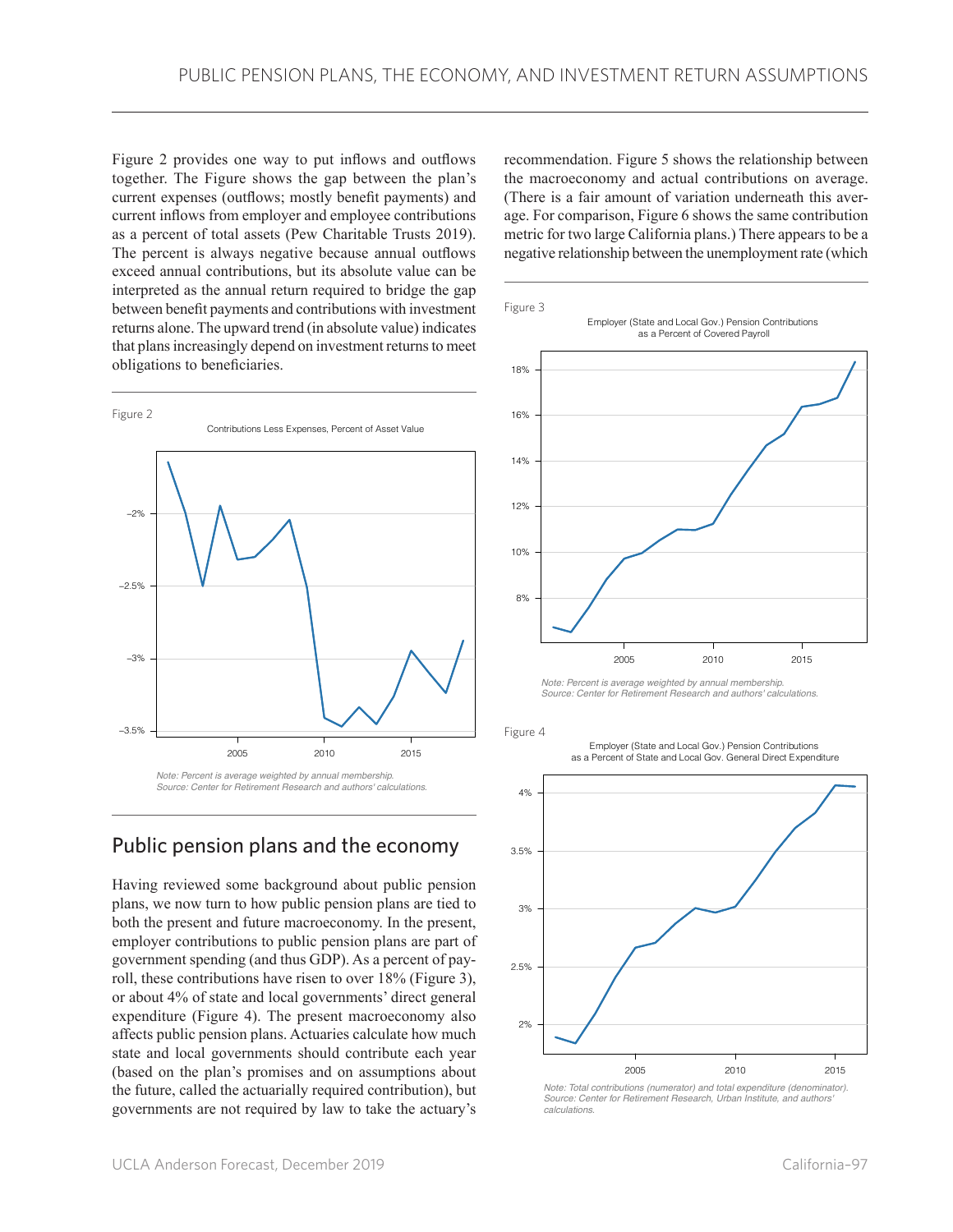Figure 2 provides one way to put inflows and outflows together. The Figure shows the gap between the plan's current expenses (outflows; mostly benefit payments) and current inflows from employer and employee contributions as a percent of total assets (Pew Charitable Trusts 2019). The percent is always negative because annual outflows exceed annual contributions, but its absolute value can be interpreted as the annual return required to bridge the gap between benefit payments and contributions with investment returns alone. The upward trend (in absolute value) indicates that plans increasingly depend on investment returns to meet obligations to beneficiaries.

Figure 2

Contributions Less Expenses, Percent of Asset Value

*Note: Percent is average weighted by annual membership.*
*Source: Center for Retirement Research and authors' calculations.*

## Public pension plans and the economy

Having reviewed some background about public pension plans, we now turn to how public pension plans are tied to both the present and future macroeconomy. In the present, employer contributions to public pension plans are part of government spending (and thus GDP). As a percent of payroll, these contributions have risen to over 18% (Figure 3), or about 4% of state and local governments' direct general expenditure (Figure 4). The present macroeconomy also affects public pension plans. Actuaries calculate how much state and local governments should contribute each year (based on the plan's promises and on assumptions about the future, called the actuarially required contribution), but governments are not required by law to take the actuary's recommendation. Figure 5 shows the relationship between the macroeconomy and actual contributions on average. (There is a fair amount of variation underneath this average. For comparison, Figure 6 shows the same contribution metric for two large California plans.) There appears to be a negative relationship between the unemployment rate (which

Figure 3

Employer (State and Local Gov.) Pension Contributions as a Percent of Covered Payroll

*Note: Percent is average weighted by annual membership.*
*Source: Center for Retirement Research and authors' calculations.*

Figure 4

Employer (State and Local Gov.) Pension Contributions as a Percent of State and Local Gov. General Direct Expenditure

*Note: Total contributions (numerator) and total expenditure (denominator).*
*Source: Center for Retirement Research, Urban Institute, and authors' calculations.*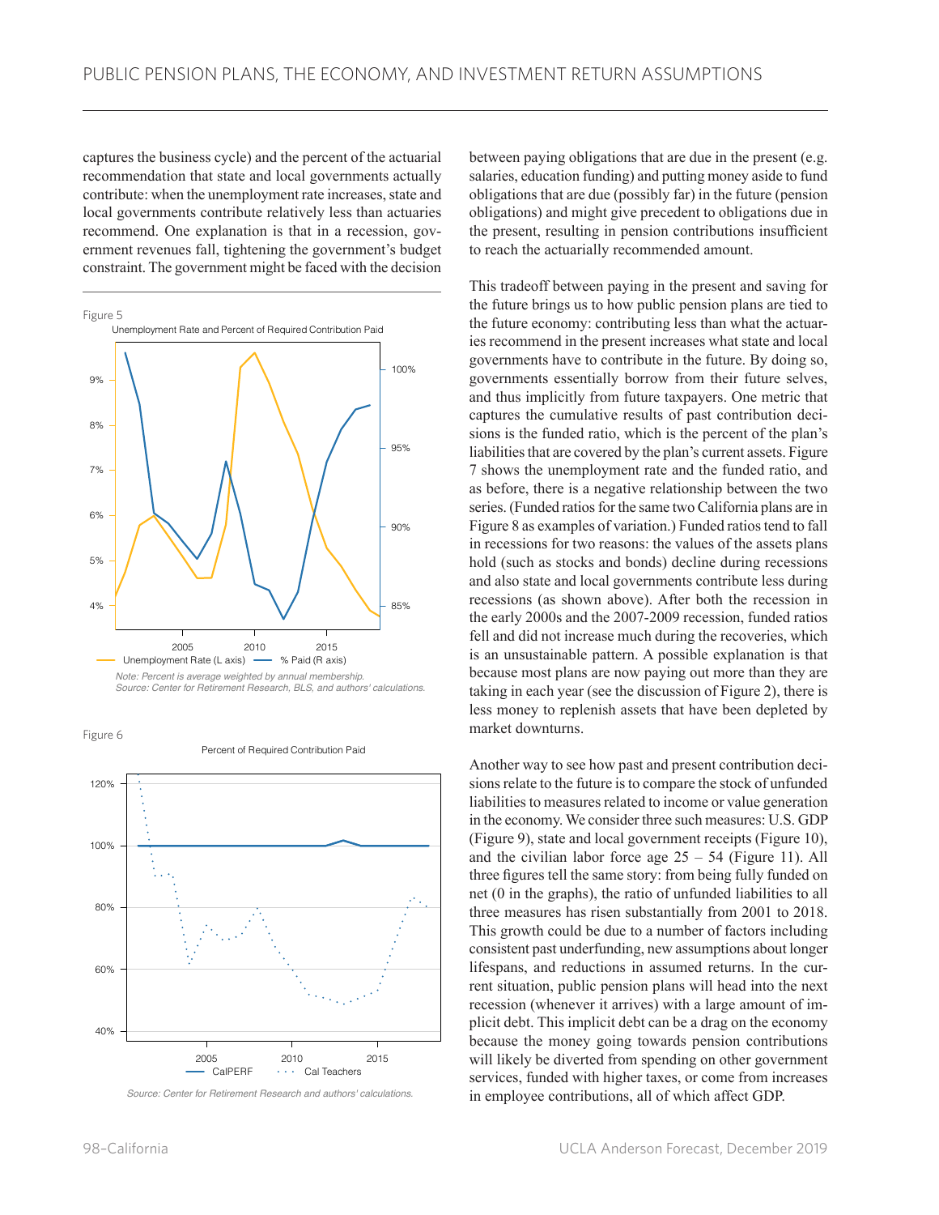captures the business cycle) and the percent of the actuarial recommendation that state and local governments actually contribute: when the unemployment rate increases, state and local governments contribute relatively less than actuaries recommend. One explanation is that in a recession, government revenues fall, tightening the government's budget constraint. The government might be faced with the decision between paying obligations that are due in the present (e.g. salaries, education funding) and putting money aside to fund obligations that are due (possibly far) in the future (pension obligations) and might give precedent to obligations due in the present, resulting in pension contributions insufficient to reach the actuarially recommended amount.

Figure 5

Unemployment Rate and Percent of Required Contribution Paid

Unemployment Rate (L axis) — % Paid (R axis)

*Note: Percent is average weighted by annual membership.*
*Source: Center for Retirement Research, BLS, and authors' calculations.*

Figure 6

Percent of Required Contribution Paid

CalPERF · · · Cal Teachers

*Source: Center for Retirement Research and authors' calculations.*

This tradeoff between paying in the present and saving for the future brings us to how public pension plans are tied to the future economy: contributing less than what the actuaries recommend in the present increases what state and local governments have to contribute in the future. By doing so, governments essentially borrow from their future selves, and thus implicitly from future taxpayers. One metric that captures the cumulative results of past contribution decisions is the funded ratio, which is the percent of the plan's liabilities that are covered by the plan's current assets. Figure 7 shows the unemployment rate and the funded ratio, and as before, there is a negative relationship between the two series. (Funded ratios for the same two California plans are in Figure 8 as examples of variation.) Funded ratios tend to fall in recessions for two reasons: the values of the assets plans hold (such as stocks and bonds) decline during recessions and also state and local governments contribute less during recessions (as shown above). After both the recession in the early 2000s and the 2007-2009 recession, funded ratios fell and did not increase much during the recoveries, which is an unsustainable pattern. A possible explanation is that because most plans are now paying out more than they are taking in each year (see the discussion of Figure 2), there is less money to replenish assets that have been depleted by market downturns.

Another way to see how past and present contribution decisions relate to the future is to compare the stock of unfunded liabilities to measures related to income or value generation in the economy. We consider three such measures: U.S. GDP (Figure 9), state and local government receipts (Figure 10), and the civilian labor force age 25 – 54 (Figure 11). All three figures tell the same story: from being fully funded on net (0 in the graphs), the ratio of unfunded liabilities to all three measures has risen substantially from 2001 to 2018. This growth could be due to a number of factors including consistent past underfunding, new assumptions about longer lifespans, and reductions in assumed returns. In the current situation, public pension plans will head into the next recession (whenever it arrives) with a large amount of implicit debt. This implicit debt can be a drag on the economy because the money going towards pension contributions will likely be diverted from spending on other government services, funded with higher taxes, or come from increases in employee contributions, all of which affect GDP.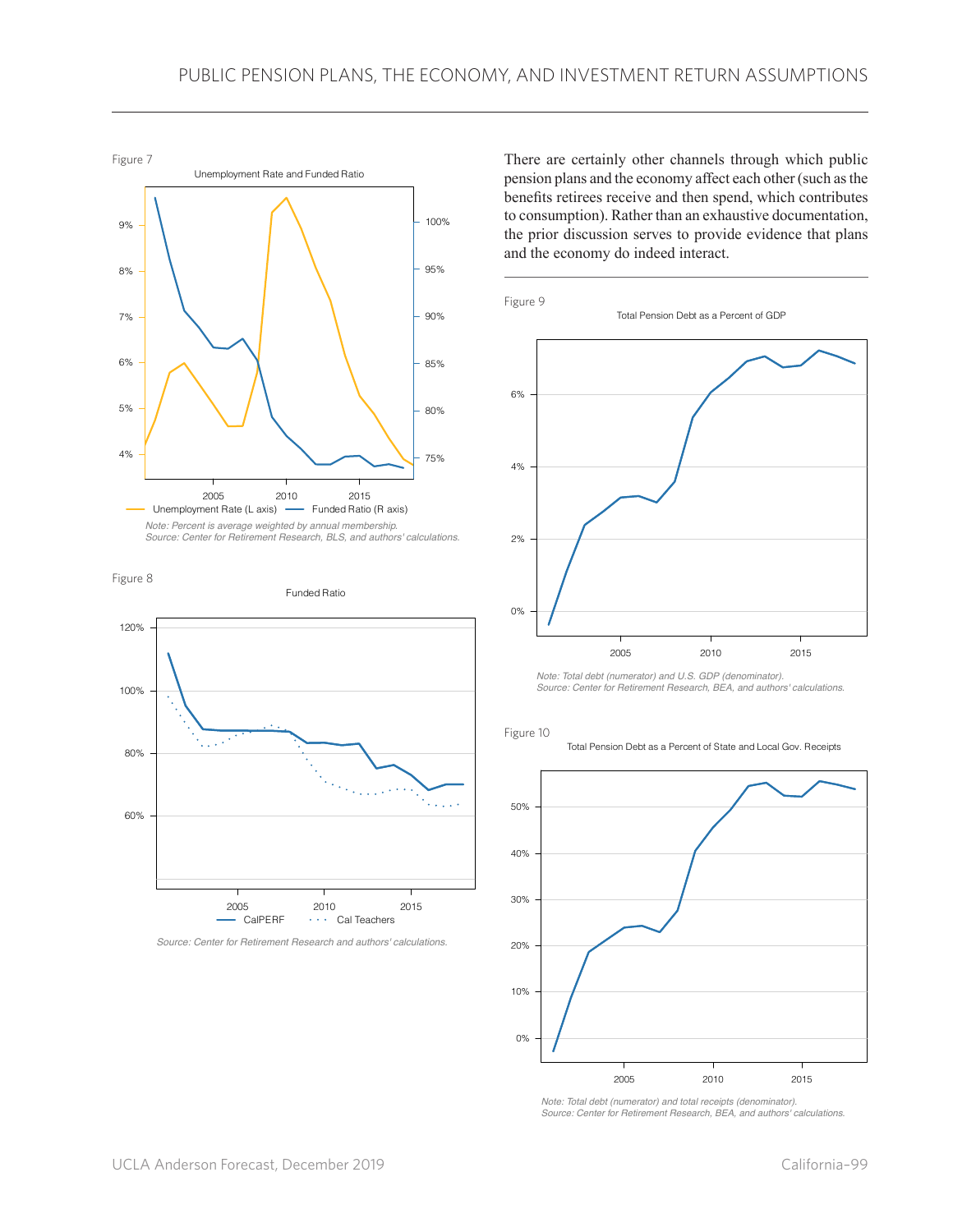Figure 7

Unemployment Rate and Funded Ratio

Unemployment Rate (L axis) — Funded Ratio (R axis)

*Note: Percent is average weighted by annual membership.*
*Source: Center for Retirement Research, BLS, and authors' calculations.*

Figure 8

Funded Ratio

CalPERF · · · Cal Teachers

*Source: Center for Retirement Research and authors' calculations.*

There are certainly other channels through which public pension plans and the economy affect each other (such as the benefits retirees receive and then spend, which contributes to consumption). Rather than an exhaustive documentation, the prior discussion serves to provide evidence that plans and the economy do indeed interact.

Figure 9

Total Pension Debt as a Percent of GDP

*Note: Total debt (numerator) and U.S. GDP (denominator).*
*Source: Center for Retirement Research, BEA, and authors' calculations.*

Figure 10

Total Pension Debt as a Percent of State and Local Gov. Receipts

*Note: Total debt (numerator) and total receipts (denominator).*
*Source: Center for Retirement Research, BEA, and authors' calculations.*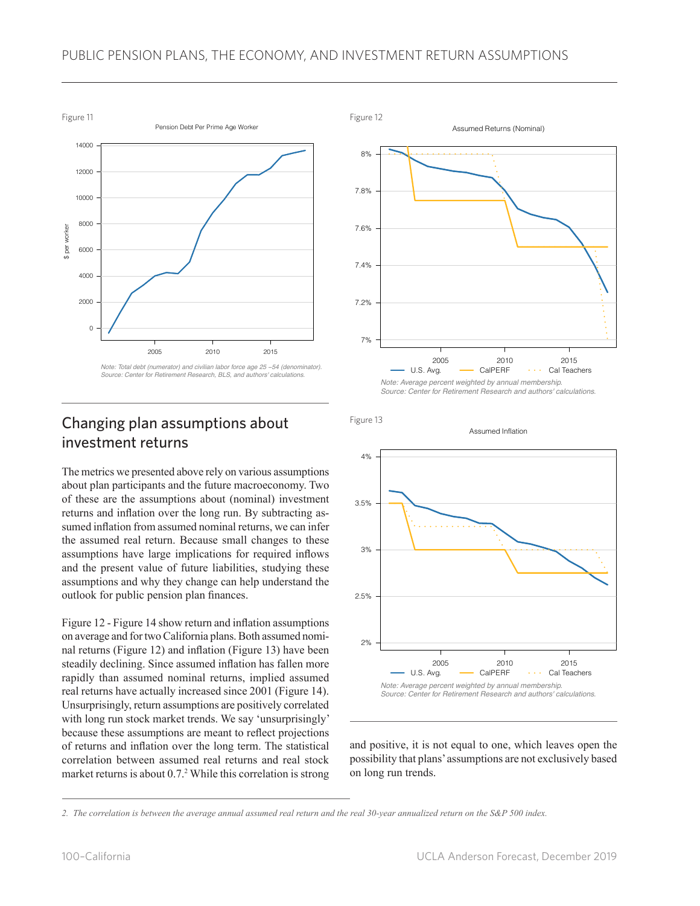Figure 11

Pension Debt Per Prime Age Worker

*Note: Total debt (numerator) and civilian labor force age 25 –54 (denominator).*
*Source: Center for Retirement Research, BLS, and authors' calculations.*

Figure 12

Assumed Returns (Nominal)

*Note: Average percent weighted by annual membership.*
*Source: Center for Retirement Research and authors' calculations.*

Figure 13

Assumed Inflation

*Note: Average percent weighted by annual membership.*
*Source: Center for Retirement Research and authors' calculations.*

## Changing plan assumptions about investment returns

The metrics we presented above rely on various assumptions about plan participants and the future macroeconomy. Two of these are the assumptions about (nominal) investment returns and inflation over the long run. By subtracting assumed inflation from assumed nominal returns, we can infer the assumed real return. Because small changes to these assumptions have large implications for required inflows and the present value of future liabilities, studying these assumptions and why they change can help understand the outlook for public pension plan finances.

Figure 12 - Figure 14 show return and inflation assumptions on average and for two California plans. Both assumed nominal returns (Figure 12) and inflation (Figure 13) have been steadily declining. Since assumed inflation has fallen more rapidly than assumed nominal returns, implied assumed real returns have actually increased since 2001 (Figure 14). Unsurprisingly, return assumptions are positively correlated with long run stock market trends. We say 'unsurprisingly' because these assumptions are meant to reflect projections of returns and inflation over the long term. The statistical correlation between assumed real returns and real stock market returns is about 0.7.[2] While this correlation is strong and positive, it is not equal to one, which leaves open the possibility that plans' assumptions are not exclusively based on long run trends.

*2. The correlation is between the average annual assumed real return and the real 30-year annualized return on the S&P 500 index.*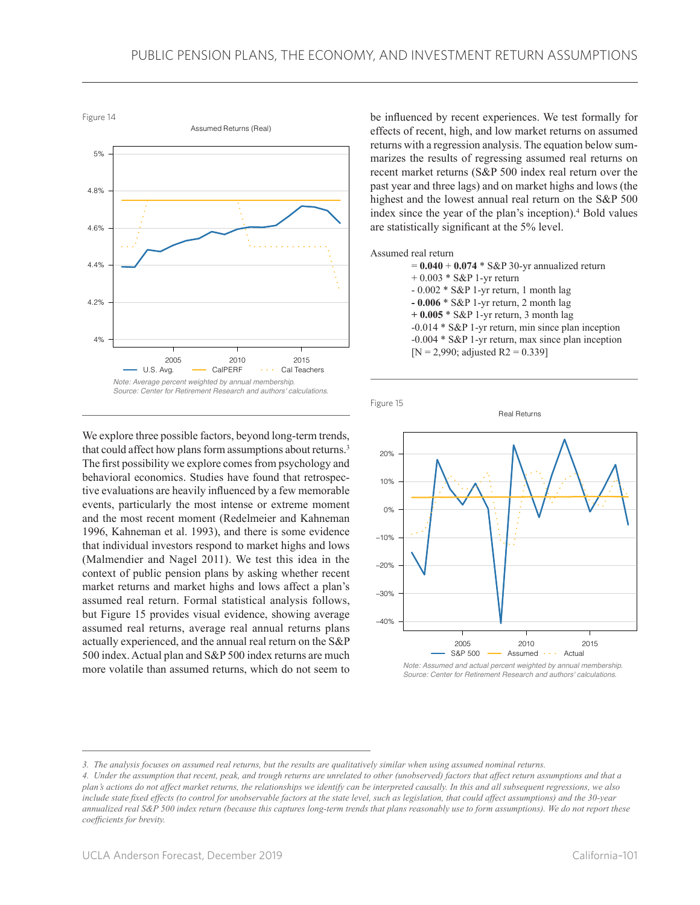Figure 14

Assumed Returns (Real)

*Note: Average percent weighted by annual membership.*
*Source: Center for Retirement Research and authors' calculations.*

We explore three possible factors, beyond long-term trends, that could affect how plans form assumptions about returns.[3] The first possibility we explore comes from psychology and behavioral economics. Studies have found that retrospective evaluations are heavily influenced by a few memorable events, particularly the most intense or extreme moment and the most recent moment (Redelmeier and Kahneman 1996, Kahneman et al. 1993), and there is some evidence that individual investors respond to market highs and lows (Malmendier and Nagel 2011). We test this idea in the context of public pension plans by asking whether recent market returns and market highs and lows affect a plan's assumed real return. Formal statistical analysis follows, but Figure 15 provides visual evidence, showing average assumed real returns, average real annual returns plans actually experienced, and the annual real return on the S&P 500 index. Actual plan and S&P 500 index returns are much more volatile than assumed returns, which do not seem to be influenced by recent experiences. We test formally for effects of recent, high, and low market returns on assumed returns with a regression analysis. The equation below summarizes the results of regressing assumed real returns on recent market returns (S&P 500 index real return over the past year and three lags) and on market highs and lows (the highest and the lowest annual real return on the S&P 500 index since the year of the plan's inception).[4] Bold values are statistically significant at the 5% level.

Assumed real return
= **0.040** + **0.074** * S&P 30-yr annualized return
+ 0.003 * S&P 1-yr return
- 0.002 * S&P 1-yr return, 1 month lag
**- 0.006** * S&P 1-yr return, 2 month lag
**+ 0.005** * S&P 1-yr return, 3 month lag
-0.014 * S&P 1-yr return, min since plan inception
-0.004 * S&P 1-yr return, max since plan inception
[N = 2,990; adjusted R2 = 0.339]

Figure 15

Real Returns

*Note: Assumed and actual percent weighted by annual membership.*
*Source: Center for Retirement Research and authors' calculations.*

---

*3. The analysis focuses on assumed real returns, but the results are qualitatively similar when using assumed nominal returns.*

*4. Under the assumption that recent, peak, and trough returns are unrelated to other (unobserved) factors that affect return assumptions and that a plan's actions do not affect market returns, the relationships we identify can be interpreted causally. In this and all subsequent regressions, we also include state fixed effects (to control for unobservable factors at the state level, such as legislation, that could affect assumptions) and the 30-year annualized real S&P 500 index return (because this captures long-term trends that plans reasonably use to form assumptions). We do not report these coefficients for brevity.*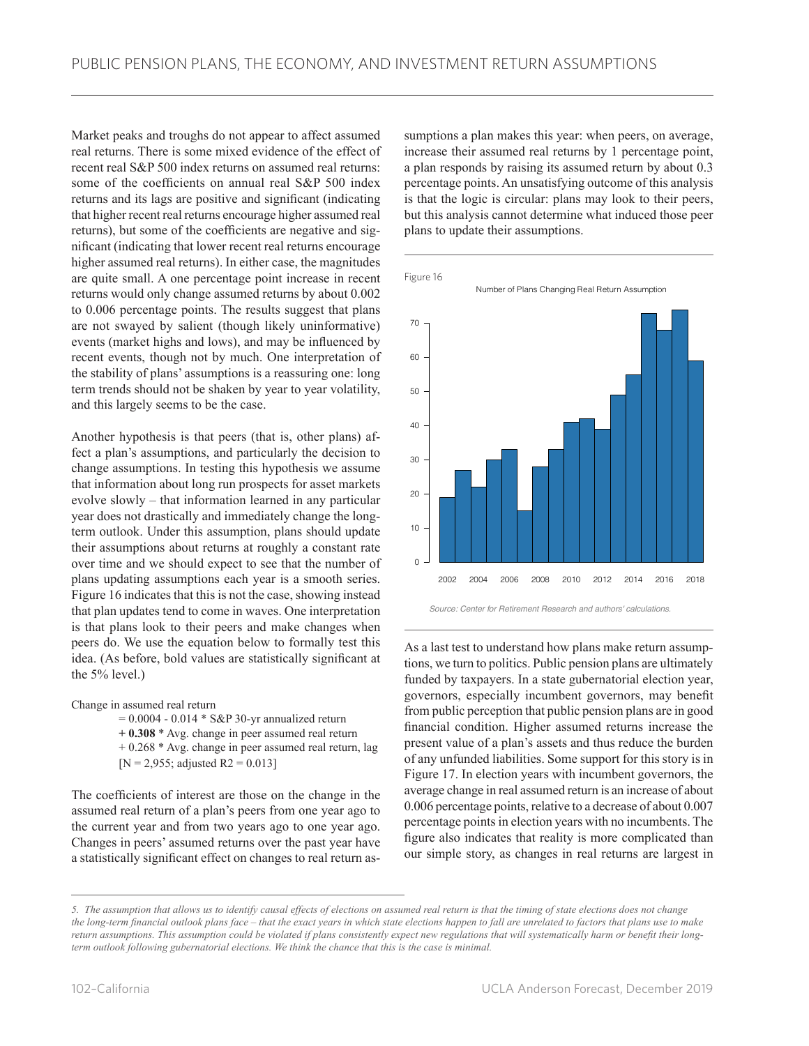Market peaks and troughs do not appear to affect assumed real returns. There is some mixed evidence of the effect of recent real S&P 500 index returns on assumed real returns: some of the coefficients on annual real S&P 500 index returns and its lags are positive and significant (indicating that higher recent real returns encourage higher assumed real returns), but some of the coefficients are negative and significant (indicating that lower recent real returns encourage higher assumed real returns). In either case, the magnitudes are quite small. A one percentage point increase in recent returns would only change assumed returns by about 0.002 to 0.006 percentage points. The results suggest that plans are not swayed by salient (though likely uninformative) events (market highs and lows), and may be influenced by recent events, though not by much. One interpretation of the stability of plans' assumptions is a reassuring one: long term trends should not be shaken by year to year volatility, and this largely seems to be the case.

Another hypothesis is that peers (that is, other plans) affect a plan's assumptions, and particularly the decision to change assumptions. In testing this hypothesis we assume that information about long run prospects for asset markets evolve slowly – that information learned in any particular year does not drastically and immediately change the long-term outlook. Under this assumption, plans should update their assumptions about returns at roughly a constant rate over time and we should expect to see that the number of plans updating assumptions each year is a smooth series. Figure 16 indicates that this is not the case, showing instead that plan updates tend to come in waves. One interpretation is that plans look to their peers and make changes when peers do. We use the equation below to formally test this idea. (As before, bold values are statistically significant at the 5% level.)

Change in assumed real return
= 0.0004 - 0.014 * S&P 30-yr annualized return
**+ 0.308** * Avg. change in peer assumed real return
+ 0.268 * Avg. change in peer assumed real return, lag
[N = 2,955; adjusted $R^2$ = 0.013]

The coefficients of interest are those on the change in the assumed real return of a plan's peers from one year ago to the current year and from two years ago to one year ago. Changes in peers' assumed returns over the past year have a statistically significant effect on changes to real return assumptions a plan makes this year: when peers, on average, increase their assumed real returns by 1 percentage point, a plan responds by raising its assumed return by about 0.3 percentage points. An unsatisfying outcome of this analysis is that the logic is circular: plans may look to their peers, but this analysis cannot determine what induced those peer plans to update their assumptions.

Figure 16

Number of Plans Changing Real Return Assumption

| Year | Number of Plans |
|---|---|
| 2002 | 19 |
| 2003 | 27 |
| 2004 | 22 |
| 2005 | 30 |
| 2006 | 33 |
| 2007 | 15 |
| 2008 | 28 |
| 2009 | 33 |
| 2010 | 41 |
| 2011 | 42 |
| 2012 | 39 |
| 2013 | 49 |
| 2014 | 55 |
| 2015 | 73 |
| 2016 | 68 |
| 2017 | 74 |
| 2018 | 59 |

*Source: Center for Retirement Research and authors' calculations.*

As a last test to understand how plans make return assumptions, we turn to politics. Public pension plans are ultimately funded by taxpayers. In a state gubernatorial election year, governors, especially incumbent governors, may benefit from public perception that public pension plans are in good financial condition. Higher assumed returns increase the present value of a plan's assets and thus reduce the burden of any unfunded liabilities. Some support for this story is in Figure 17. In election years with incumbent governors, the average change in real assumed return is an increase of about 0.006 percentage points, relative to a decrease of about 0.007 percentage points in election years with no incumbents. The figure also indicates that reality is more complicated than our simple story, as changes in real returns are largest in

*5. The assumption that allows us to identify causal effects of elections on assumed real return is that the timing of state elections does not change the long-term financial outlook plans face – that the exact years in which state elections happen to fall are unrelated to factors that plans use to make return assumptions. This assumption could be violated if plans consistently expect new regulations that will systematically harm or benefit their long-term outlook following gubernatorial elections. We think the chance that this is the case is minimal.*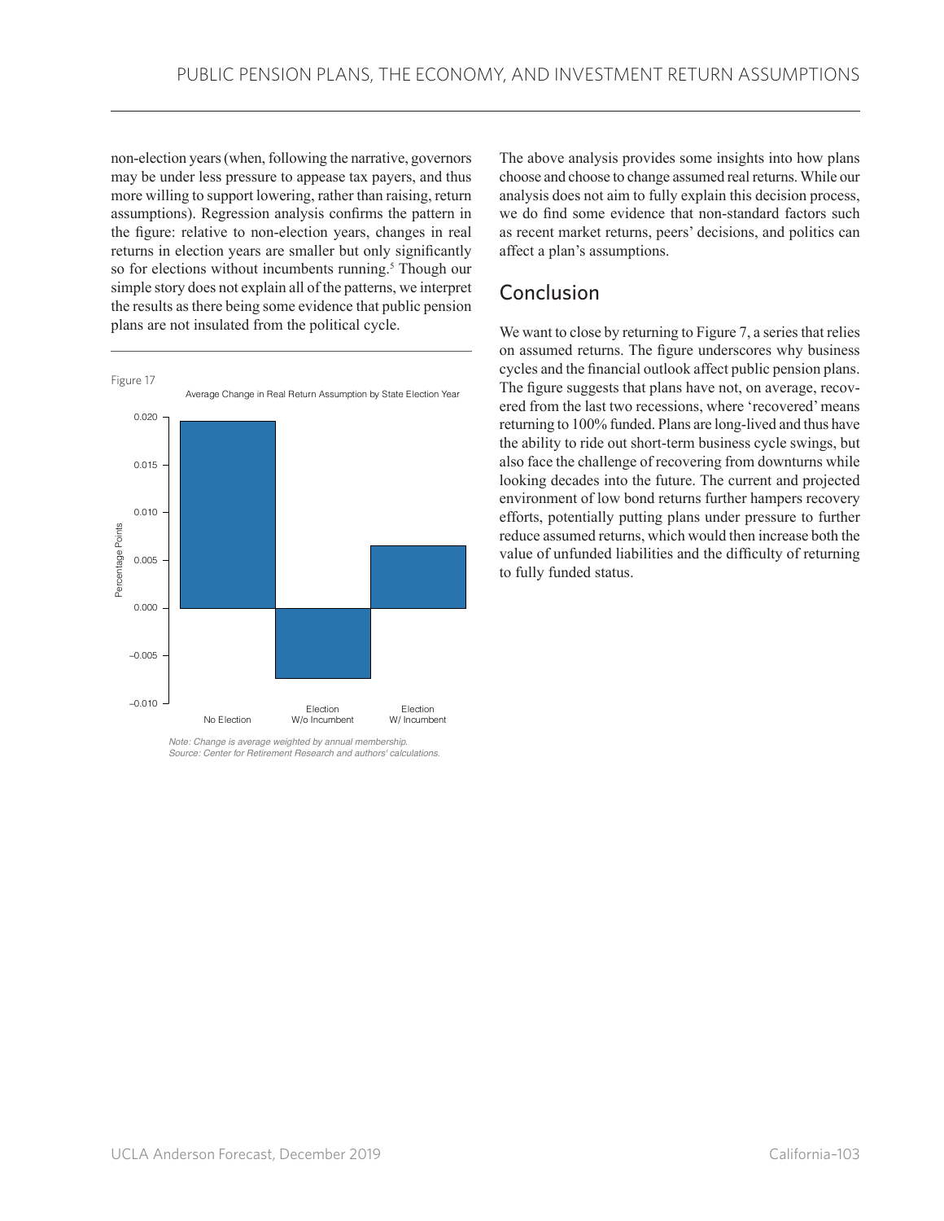non-election years (when, following the narrative, governors may be under less pressure to appease tax payers, and thus more willing to support lowering, rather than raising, return assumptions). Regression analysis confirms the pattern in the figure: relative to non-election years, changes in real returns in election years are smaller but only significantly so for elections without incumbents running.[5] Though our simple story does not explain all of the patterns, we interpret the results as there being some evidence that public pension plans are not insulated from the political cycle.

Figure 17

Average Change in Real Return Assumption by State Election Year

*Note: Change is average weighted by annual membership.*
*Source: Center for Retirement Research and authors' calculations.*

The above analysis provides some insights into how plans choose and choose to change assumed real returns. While our analysis does not aim to fully explain this decision process, we do find some evidence that non-standard factors such as recent market returns, peers' decisions, and politics can affect a plan's assumptions.

## Conclusion

We want to close by returning to Figure 7, a series that relies on assumed returns. The figure underscores why business cycles and the financial outlook affect public pension plans. The figure suggests that plans have not, on average, recovered from the last two recessions, where 'recovered' means returning to 100% funded. Plans are long-lived and thus have the ability to ride out short-term business cycle swings, but also face the challenge of recovering from downturns while looking decades into the future. The current and projected environment of low bond returns further hampers recovery efforts, potentially putting plans under pressure to further reduce assumed returns, which would then increase both the value of unfunded liabilities and the difficulty of returning to fully funded status.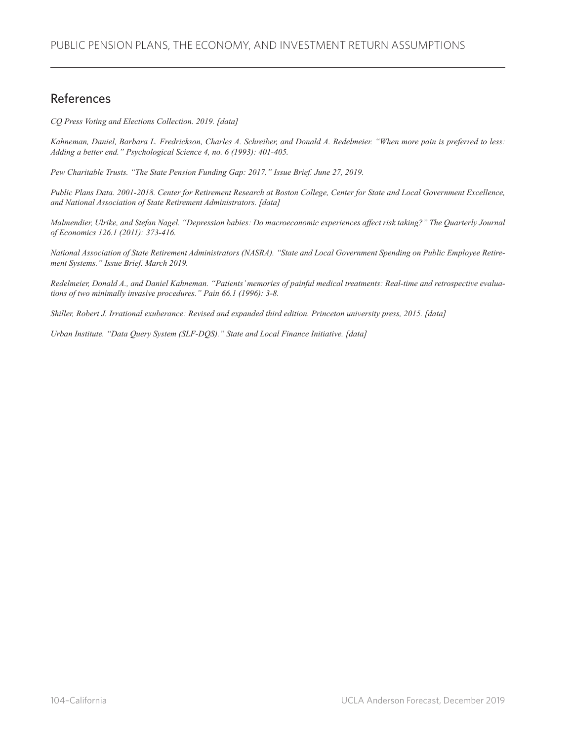## References

*CQ Press Voting and Elections Collection. 2019. [data]*

*Kahneman, Daniel, Barbara L. Fredrickson, Charles A. Schreiber, and Donald A. Redelmeier. "When more pain is preferred to less: Adding a better end." Psychological Science 4, no. 6 (1993): 401-405.*

*Pew Charitable Trusts. "The State Pension Funding Gap: 2017." Issue Brief. June 27, 2019.*

*Public Plans Data. 2001-2018. Center for Retirement Research at Boston College, Center for State and Local Government Excellence, and National Association of State Retirement Administrators. [data]*

*Malmendier, Ulrike, and Stefan Nagel. "Depression babies: Do macroeconomic experiences affect risk taking?" The Quarterly Journal of Economics 126.1 (2011): 373-416.*

*National Association of State Retirement Administrators (NASRA). "State and Local Government Spending on Public Employee Retirement Systems." Issue Brief. March 2019.*

*Redelmeier, Donald A., and Daniel Kahneman. "Patients' memories of painful medical treatments: Real-time and retrospective evaluations of two minimally invasive procedures." Pain 66.1 (1996): 3-8.*

*Shiller, Robert J. Irrational exuberance: Revised and expanded third edition. Princeton university press, 2015. [data]*

*Urban Institute. "Data Query System (SLF-DQS)." State and Local Finance Initiative. [data]*